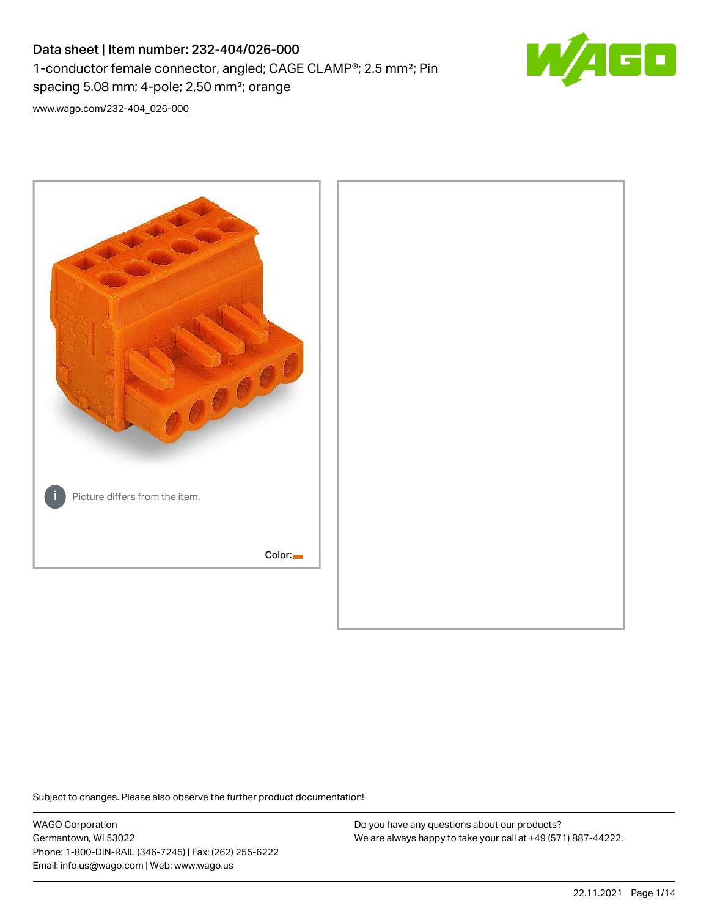# Data sheet | Item number: 232-404/026-000

1-conductor female connector, angled; CAGE CLAMP®; 2.5 mm²; Pin spacing 5.08 mm; 4-pole; 2,50 mm²; orange

www.wago.com/232-404_026-000

Picture differs from the item.

Color:

Subject to changes. Please also observe the further product documentation!

WAGO Corporation
Germantown, WI 53022
Phone: 1-800-DIN-RAIL (346-7245) | Fax: (262) 255-6222
Email: info.us@wago.com | Web: www.wago.us

Do you have any questions about our products?
We are always happy to take your call at +49 (571) 887-44222.

22.11.2021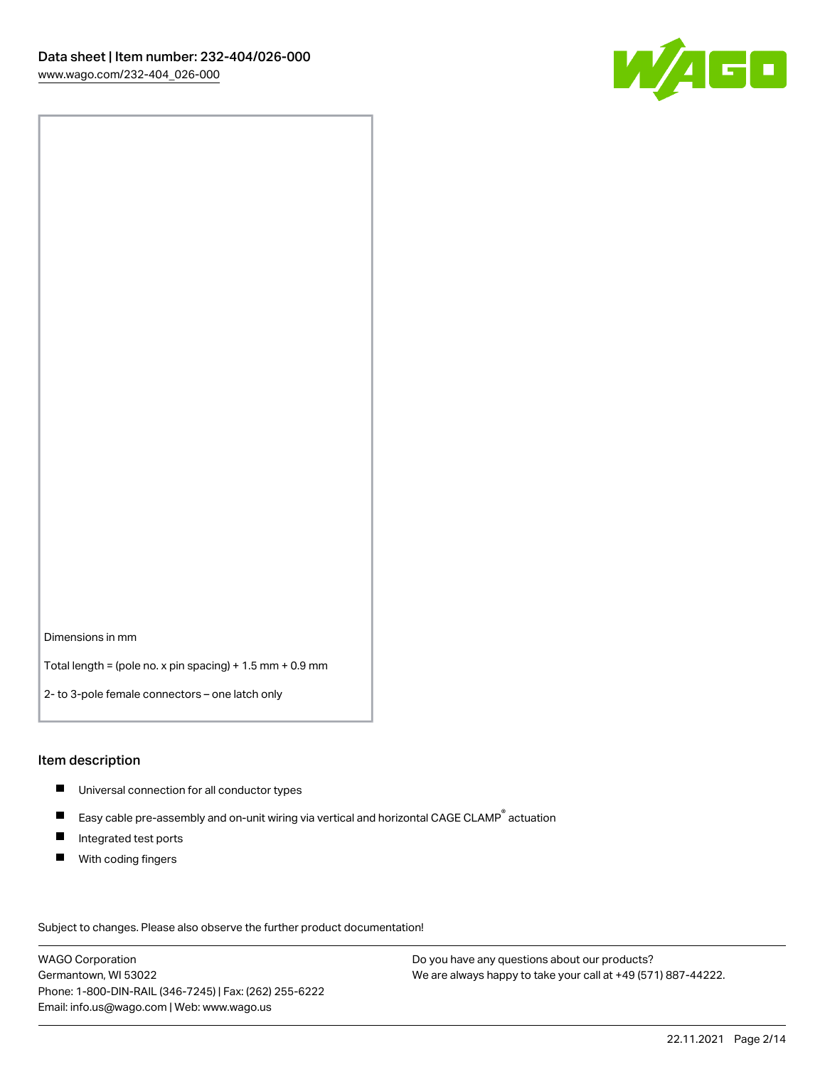Dimensions in mm

Total length = (pole no. x pin spacing) + 1.5 mm + 0.9 mm

2- to 3-pole female connectors – one latch only

## Item description

- Universal connection for all conductor types
- Easy cable pre-assembly and on-unit wiring via vertical and horizontal CAGE CLAMP® actuation
- Integrated test ports
- With coding fingers

Subject to changes. Please also observe the further product documentation!

WAGO Corporation
Germantown, WI 53022
Phone: 1-800-DIN-RAIL (346-7245) | Fax: (262) 255-6222
Email: info.us@wago.com | Web: www.wago.us

Do you have any questions about our products?
We are always happy to take your call at +49 (571) 887-44222.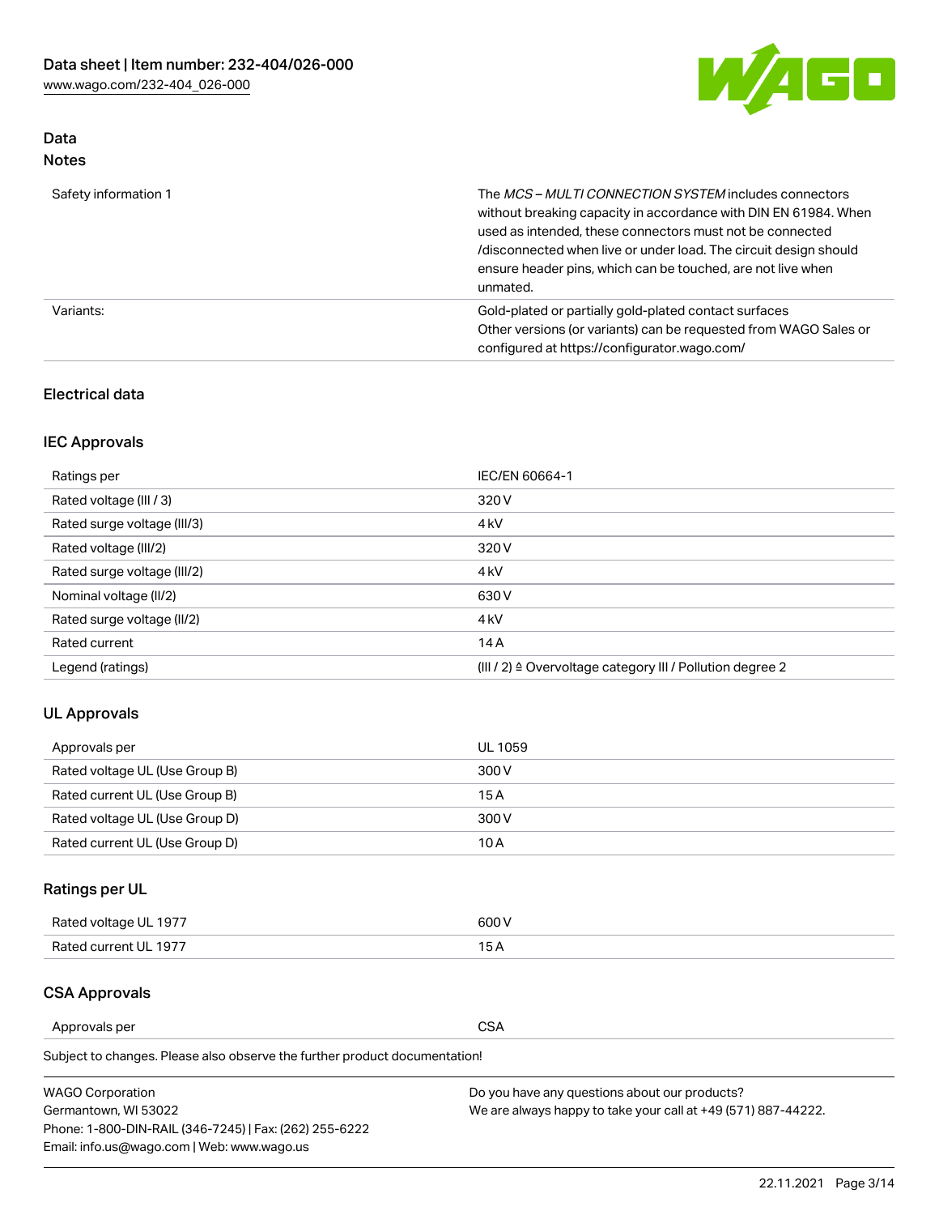## Data
### Notes

| | |
|---|---|
| Safety information 1 | The *MCS – MULTI CONNECTION SYSTEM* includes connectors without breaking capacity in accordance with DIN EN 61984. When used as intended, these connectors must not be connected /disconnected when live or under load. The circuit design should ensure header pins, which can be touched, are not live when unmated. |
| Variants: | Gold-plated or partially gold-plated contact surfaces<br>Other versions (or variants) can be requested from WAGO Sales or configured at https://configurator.wago.com/ |

## Electrical data

### IEC Approvals

| | |
|---|---|
| Ratings per | IEC/EN 60664-1 |
| Rated voltage (III / 3) | 320 V |
| Rated surge voltage (III/3) | 4 kV |
| Rated voltage (III/2) | 320 V |
| Rated surge voltage (III/2) | 4 kV |
| Nominal voltage (II/2) | 630 V |
| Rated surge voltage (II/2) | 4 kV |
| Rated current | 14 A |
| Legend (ratings) | (III / 2) ≙ Overvoltage category III / Pollution degree 2 |

### UL Approvals

| | |
|---|---|
| Approvals per | UL 1059 |
| Rated voltage UL (Use Group B) | 300 V |
| Rated current UL (Use Group B) | 15 A |
| Rated voltage UL (Use Group D) | 300 V |
| Rated current UL (Use Group D) | 10 A |

### Ratings per UL

| | |
|---|---|
| Rated voltage UL 1977 | 600 V |
| Rated current UL 1977 | 15 A |

### CSA Approvals

| | |
|---|---|
| Approvals per | CSA |

Subject to changes. Please also observe the further product documentation!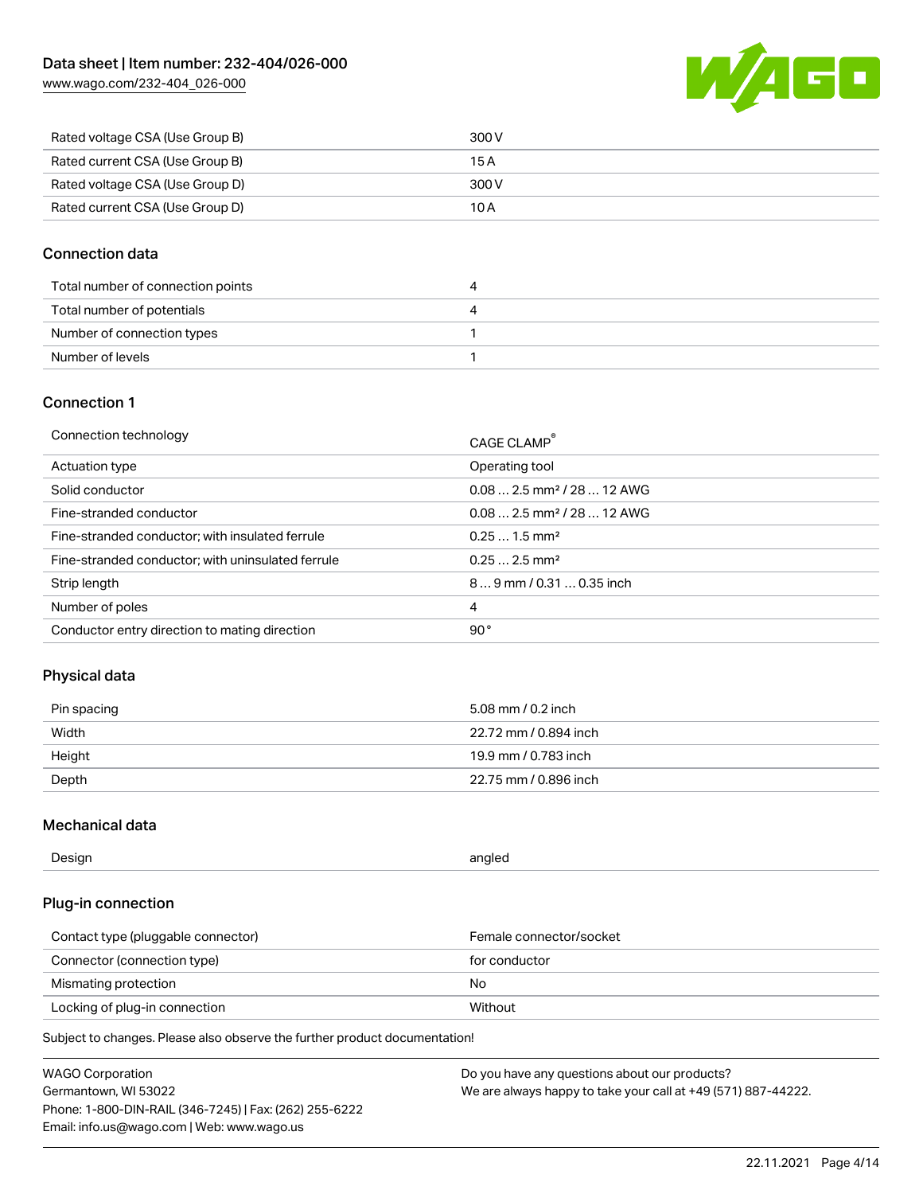| Rated voltage CSA (Use Group B) | 300 V |
| --- | --- |
| Rated current CSA (Use Group B) | 15 A |
| Rated voltage CSA (Use Group D) | 300 V |
| Rated current CSA (Use Group D) | 10 A |

## Connection data

| Total number of connection points | 4 |
| --- | --- |
| Total number of potentials | 4 |
| Number of connection types | 1 |
| Number of levels | 1 |

## Connection 1

| Connection technology | CAGE CLAMP® |
| --- | --- |
| Actuation type | Operating tool |
| Solid conductor | 0.08 … 2.5 mm² / 28 … 12 AWG |
| Fine-stranded conductor | 0.08 … 2.5 mm² / 28 … 12 AWG |
| Fine-stranded conductor; with insulated ferrule | 0.25 … 1.5 mm² |
| Fine-stranded conductor; with uninsulated ferrule | 0.25 … 2.5 mm² |
| Strip length | 8 … 9 mm / 0.31 … 0.35 inch |
| Number of poles | 4 |
| Conductor entry direction to mating direction | 90° |

## Physical data

| Pin spacing | 5.08 mm / 0.2 inch |
| --- | --- |
| Width | 22.72 mm / 0.894 inch |
| Height | 19.9 mm / 0.783 inch |
| Depth | 22.75 mm / 0.896 inch |

## Mechanical data

| Design | angled |
| --- | --- |

## Plug-in connection

| Contact type (pluggable connector) | Female connector/socket |
| --- | --- |
| Connector (connection type) | for conductor |
| Mismating protection | No |
| Locking of plug-in connection | Without |

Subject to changes. Please also observe the further product documentation!

WAGO Corporation
Germantown, WI 53022
Phone: 1-800-DIN-RAIL (346-7245) | Fax: (262) 255-6222
Email: info.us@wago.com | Web: www.wago.us

Do you have any questions about our products?
We are always happy to take your call at +49 (571) 887-44222.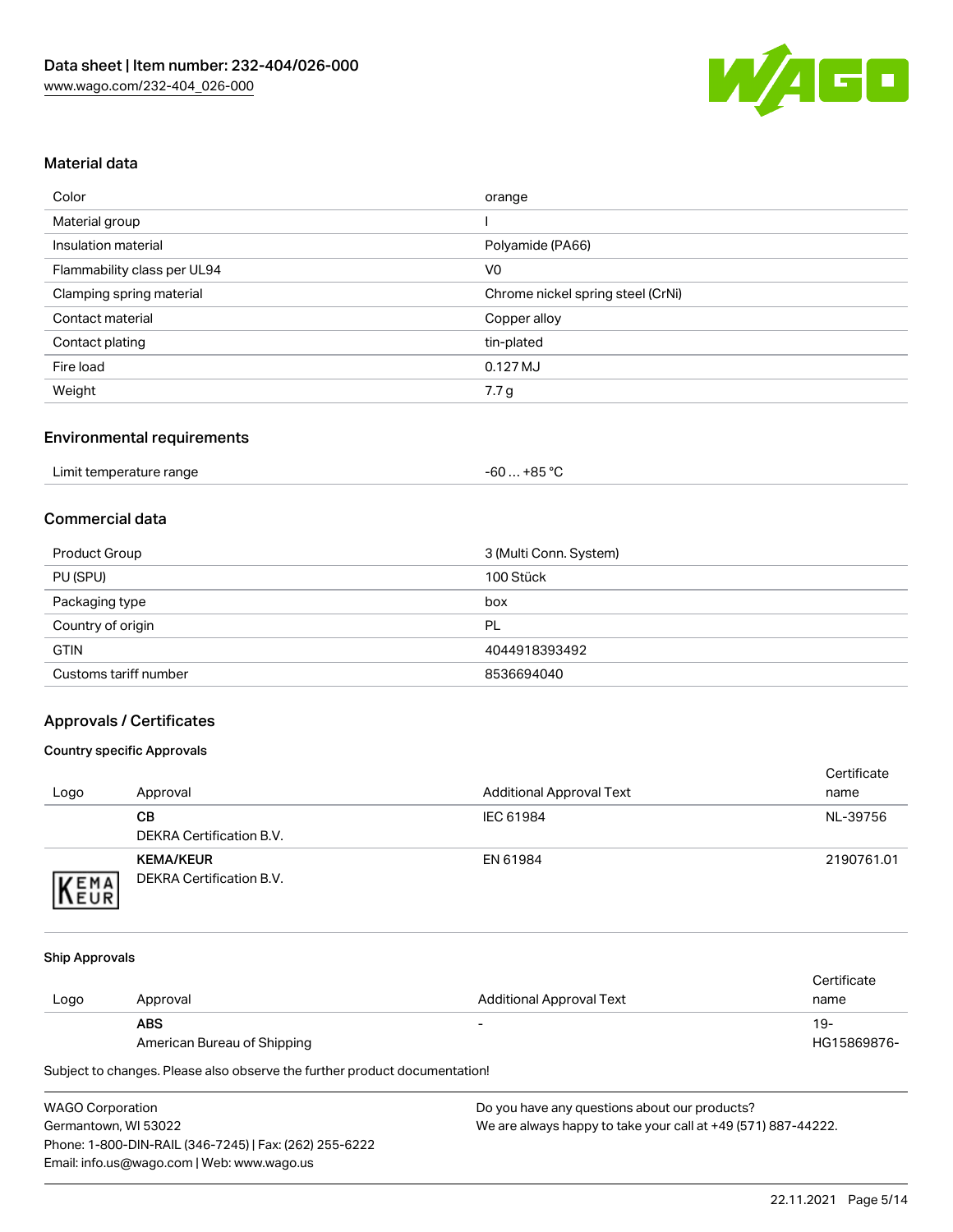## Material data

| | |
|---|---|
| Color | orange |
| Material group | I |
| Insulation material | Polyamide (PA66) |
| Flammability class per UL94 | V0 |
| Clamping spring material | Chrome nickel spring steel (CrNi) |
| Contact material | Copper alloy |
| Contact plating | tin-plated |
| Fire load | 0.127 MJ |
| Weight | 7.7 g |

## Environmental requirements

| | |
|---|---|
| Limit temperature range | -60 … +85 °C |

## Commercial data

| | |
|---|---|
| Product Group | 3 (Multi Conn. System) |
| PU (SPU) | 100 Stück |
| Packaging type | box |
| Country of origin | PL |
| GTIN | 4044918393492 |
| Customs tariff number | 8536694040 |

## Approvals / Certificates

### Country specific Approvals

| Logo | Approval | Additional Approval Text | Certificate name |
|---|---|---|---|
| | **CB** DEKRA Certification B.V. | IEC 61984 | NL-39756 |
| KEMA EUR | **KEMA/KEUR** DEKRA Certification B.V. | EN 61984 | 2190761.01 |

### Ship Approvals

| Logo | Approval | Additional Approval Text | Certificate name |
|---|---|---|---|
| | **ABS** American Bureau of Shipping | - | 19-HG15869876- |

Subject to changes. Please also observe the further product documentation!

WAGO Corporation
Germantown, WI 53022
Phone: 1-800-DIN-RAIL (346-7245) | Fax: (262) 255-6222
Email: info.us@wago.com | Web: www.wago.us

Do you have any questions about our products?
We are always happy to take your call at +49 (571) 887-44222.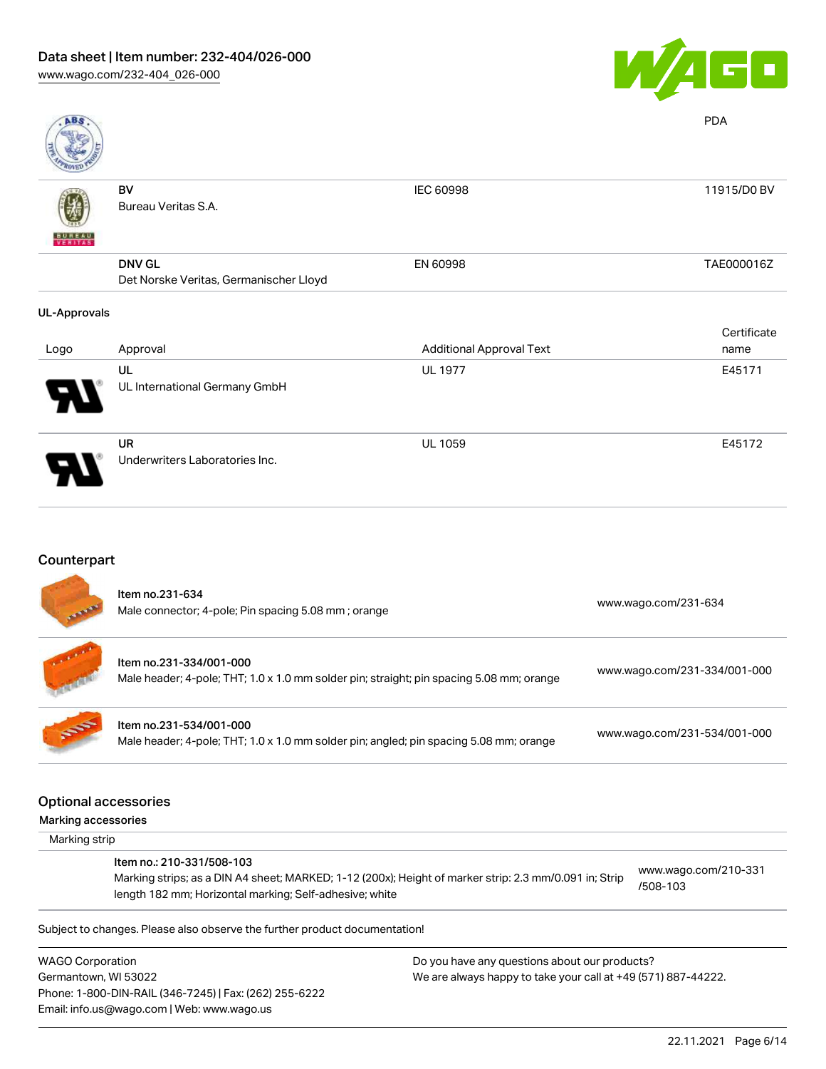| | | | PDA |
|---|---|---|---|
| | BV<br>Bureau Veritas S.A. | IEC 60998 | 11915/D0 BV |
| | DNV GL<br>Det Norske Veritas, Germanischer Lloyd | EN 60998 | TAE000016Z |

### UL-Approvals

| Logo | Approval | Additional Approval Text | Certificate name |
|---|---|---|---|
| | UL<br>UL International Germany GmbH | UL 1977 | E45171 |
| | UR<br>Underwriters Laboratories Inc. | UL 1059 | E45172 |

## Counterpart

| | | |
|---|---|---|
| | Item no.231-634<br>Male connector; 4-pole; Pin spacing 5.08 mm ; orange | www.wago.com/231-634 |
| | Item no.231-334/001-000<br>Male header; 4-pole; THT; 1.0 x 1.0 mm solder pin; straight; pin spacing 5.08 mm; orange | www.wago.com/231-334/001-000 |
| | Item no.231-534/001-000<br>Male header; 4-pole; THT; 1.0 x 1.0 mm solder pin; angled; pin spacing 5.08 mm; orange | www.wago.com/231-534/001-000 |

## Optional accessories

### Marking accessories

Marking strip

| | |
|---|---|
| Item no.: 210-331/508-103<br>Marking strips; as a DIN A4 sheet; MARKED; 1-12 (200x); Height of marker strip: 2.3 mm/0.091 in; Strip length 182 mm; Horizontal marking; Self-adhesive; white | www.wago.com/210-331/508-103 |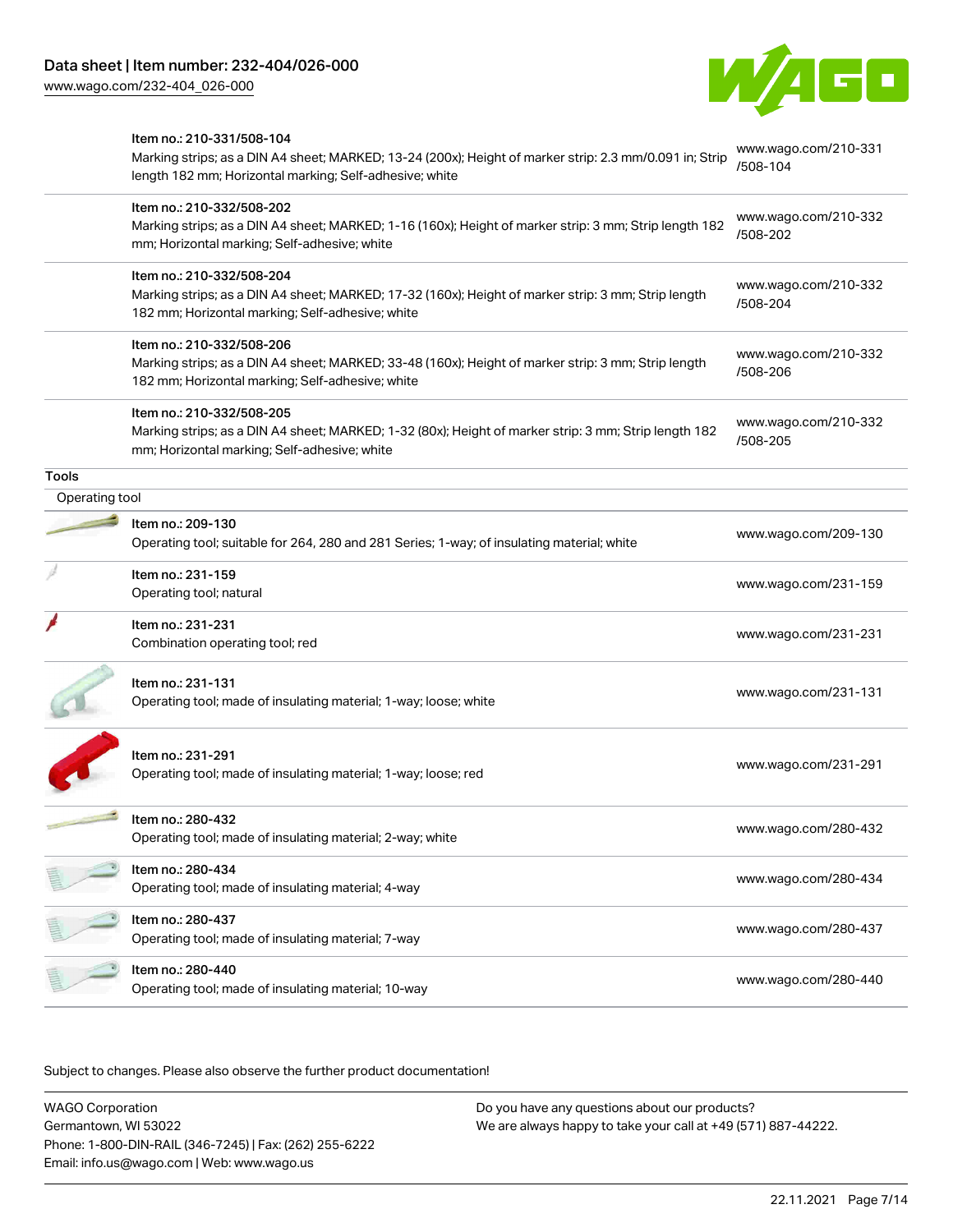| | | |
|---|---|---|
| | Item no.: 210-331/508-104<br>Marking strips; as a DIN A4 sheet; MARKED; 13-24 (200x); Height of marker strip: 2.3 mm/0.091 in; Strip length 182 mm; Horizontal marking; Self-adhesive; white | www.wago.com/210-331/508-104 |
| | Item no.: 210-332/508-202<br>Marking strips; as a DIN A4 sheet; MARKED; 1-16 (160x); Height of marker strip: 3 mm; Strip length 182 mm; Horizontal marking; Self-adhesive; white | www.wago.com/210-332/508-202 |
| | Item no.: 210-332/508-204<br>Marking strips; as a DIN A4 sheet; MARKED; 17-32 (160x); Height of marker strip: 3 mm; Strip length 182 mm; Horizontal marking; Self-adhesive; white | www.wago.com/210-332/508-204 |
| | Item no.: 210-332/508-206<br>Marking strips; as a DIN A4 sheet; MARKED; 33-48 (160x); Height of marker strip: 3 mm; Strip length 182 mm; Horizontal marking; Self-adhesive; white | www.wago.com/210-332/508-206 |
| | Item no.: 210-332/508-205<br>Marking strips; as a DIN A4 sheet; MARKED; 1-32 (80x); Height of marker strip: 3 mm; Strip length 182 mm; Horizontal marking; Self-adhesive; white | www.wago.com/210-332/508-205 |

## Tools

### Operating tool

| | | |
|---|---|---|
| | Item no.: 209-130<br>Operating tool; suitable for 264, 280 and 281 Series; 1-way; of insulating material; white | www.wago.com/209-130 |
| | Item no.: 231-159<br>Operating tool; natural | www.wago.com/231-159 |
| | Item no.: 231-231<br>Combination operating tool; red | www.wago.com/231-231 |
| | Item no.: 231-131<br>Operating tool; made of insulating material; 1-way; loose; white | www.wago.com/231-131 |
| | Item no.: 231-291<br>Operating tool; made of insulating material; 1-way; loose; red | www.wago.com/231-291 |
| | Item no.: 280-432<br>Operating tool; made of insulating material; 2-way; white | www.wago.com/280-432 |
| | Item no.: 280-434<br>Operating tool; made of insulating material; 4-way | www.wago.com/280-434 |
| | Item no.: 280-437<br>Operating tool; made of insulating material; 7-way | www.wago.com/280-437 |
| | Item no.: 280-440<br>Operating tool; made of insulating material; 10-way | www.wago.com/280-440 |

Subject to changes. Please also observe the further product documentation!

WAGO Corporation
Germantown, WI 53022
Phone: 1-800-DIN-RAIL (346-7245) | Fax: (262) 255-6222
Email: info.us@wago.com | Web: www.wago.us

Do you have any questions about our products?
We are always happy to take your call at +49 (571) 887-44222.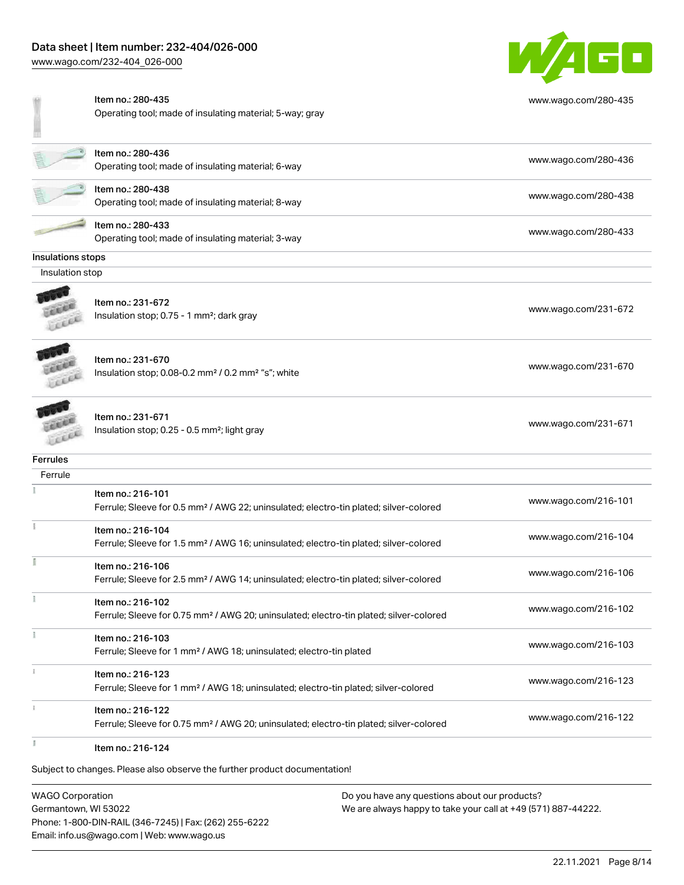| | | |
|---|---|---|
| Item no.: 280-435<br>Operating tool; made of insulating material; 5-way; gray | | www.wago.com/280-435 |
| Item no.: 280-436<br>Operating tool; made of insulating material; 6-way | | www.wago.com/280-436 |
| Item no.: 280-438<br>Operating tool; made of insulating material; 8-way | | www.wago.com/280-438 |
| Item no.: 280-433<br>Operating tool; made of insulating material; 3-way | | www.wago.com/280-433 |

**Insulations stops**

Insulation stop

| | |
|---|---|
| Item no.: 231-672<br>Insulation stop; 0.75 - 1 mm²; dark gray | www.wago.com/231-672 |
| Item no.: 231-670<br>Insulation stop; 0.08-0.2 mm² / 0.2 mm² "s"; white | www.wago.com/231-670 |
| Item no.: 231-671<br>Insulation stop; 0.25 - 0.5 mm²; light gray | www.wago.com/231-671 |

**Ferrules**

Ferrule

| | |
|---|---|
| Item no.: 216-101<br>Ferrule; Sleeve for 0.5 mm² / AWG 22; uninsulated; electro-tin plated; silver-colored | www.wago.com/216-101 |
| Item no.: 216-104<br>Ferrule; Sleeve for 1.5 mm² / AWG 16; uninsulated; electro-tin plated; silver-colored | www.wago.com/216-104 |
| Item no.: 216-106<br>Ferrule; Sleeve for 2.5 mm² / AWG 14; uninsulated; electro-tin plated; silver-colored | www.wago.com/216-106 |
| Item no.: 216-102<br>Ferrule; Sleeve for 0.75 mm² / AWG 20; uninsulated; electro-tin plated; silver-colored | www.wago.com/216-102 |
| Item no.: 216-103<br>Ferrule; Sleeve for 1 mm² / AWG 18; uninsulated; electro-tin plated | www.wago.com/216-103 |
| Item no.: 216-123<br>Ferrule; Sleeve for 1 mm² / AWG 18; uninsulated; electro-tin plated; silver-colored | www.wago.com/216-123 |
| Item no.: 216-122<br>Ferrule; Sleeve for 0.75 mm² / AWG 20; uninsulated; electro-tin plated; silver-colored | www.wago.com/216-122 |
| Item no.: 216-124 | |

Subject to changes. Please also observe the further product documentation!

WAGO Corporation
Germantown, WI 53022
Phone: 1-800-DIN-RAIL (346-7245) | Fax: (262) 255-6222
Email: info.us@wago.com | Web: www.wago.us

Do you have any questions about our products?
We are always happy to take your call at +49 (571) 887-44222.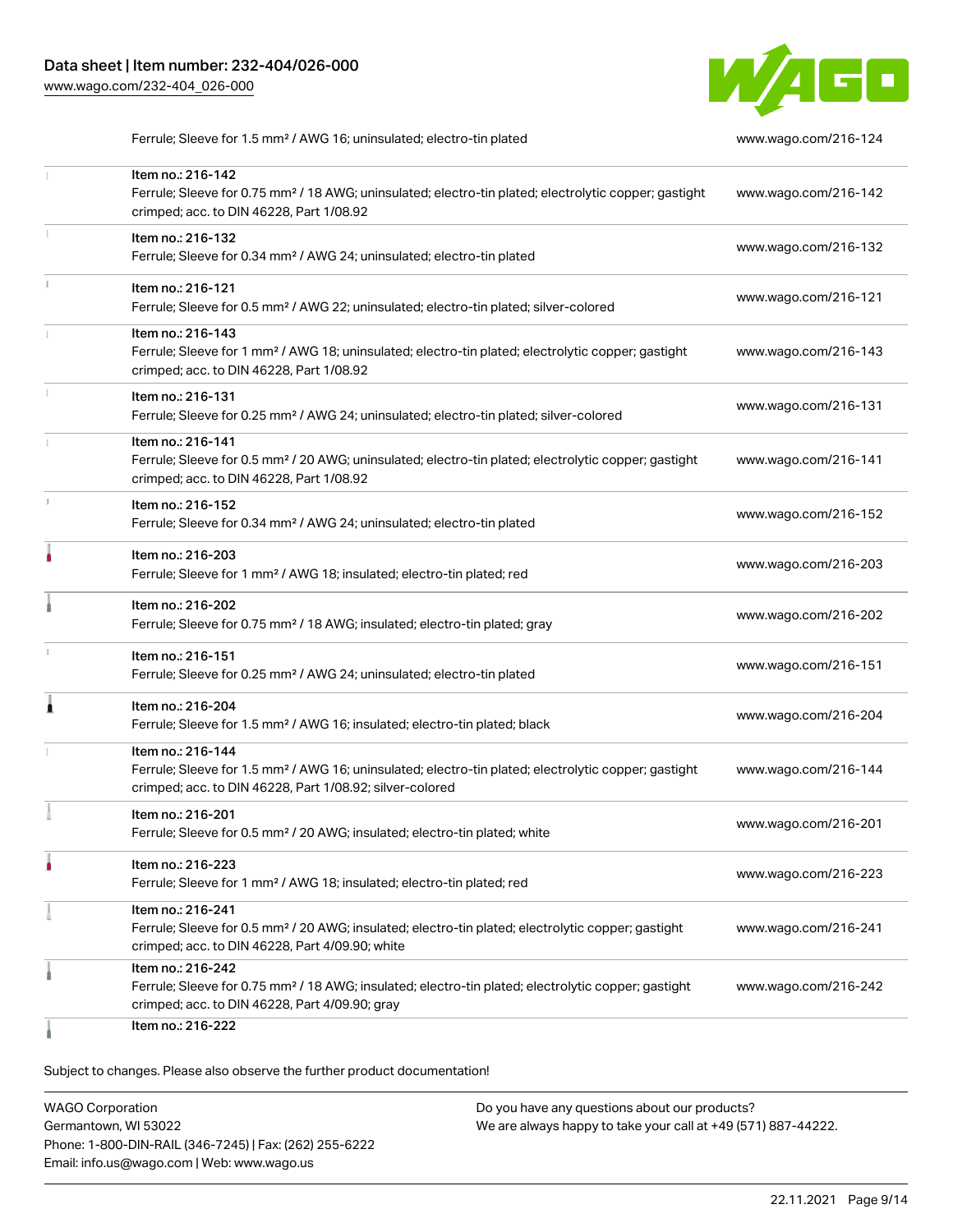| | | |
|---|---|---|
| | Ferrule; Sleeve for 1.5 mm² / AWG 16; uninsulated; electro-tin plated | www.wago.com/216-124 |
| | Item no.: 216-142<br>Ferrule; Sleeve for 0.75 mm² / 18 AWG; uninsulated; electro-tin plated; electrolytic copper; gastight crimped; acc. to DIN 46228, Part 1/08.92 | www.wago.com/216-142 |
| | Item no.: 216-132<br>Ferrule; Sleeve for 0.34 mm² / AWG 24; uninsulated; electro-tin plated | www.wago.com/216-132 |
| | Item no.: 216-121<br>Ferrule; Sleeve for 0.5 mm² / AWG 22; uninsulated; electro-tin plated; silver-colored | www.wago.com/216-121 |
| | Item no.: 216-143<br>Ferrule; Sleeve for 1 mm² / AWG 18; uninsulated; electro-tin plated; electrolytic copper; gastight crimped; acc. to DIN 46228, Part 1/08.92 | www.wago.com/216-143 |
| | Item no.: 216-131<br>Ferrule; Sleeve for 0.25 mm² / AWG 24; uninsulated; electro-tin plated; silver-colored | www.wago.com/216-131 |
| | Item no.: 216-141<br>Ferrule; Sleeve for 0.5 mm² / 20 AWG; uninsulated; electro-tin plated; electrolytic copper; gastight crimped; acc. to DIN 46228, Part 1/08.92 | www.wago.com/216-141 |
| | Item no.: 216-152<br>Ferrule; Sleeve for 0.34 mm² / AWG 24; uninsulated; electro-tin plated | www.wago.com/216-152 |
| | Item no.: 216-203<br>Ferrule; Sleeve for 1 mm² / AWG 18; insulated; electro-tin plated; red | www.wago.com/216-203 |
| | Item no.: 216-202<br>Ferrule; Sleeve for 0.75 mm² / 18 AWG; insulated; electro-tin plated; gray | www.wago.com/216-202 |
| | Item no.: 216-151<br>Ferrule; Sleeve for 0.25 mm² / AWG 24; uninsulated; electro-tin plated | www.wago.com/216-151 |
| | Item no.: 216-204<br>Ferrule; Sleeve for 1.5 mm² / AWG 16; insulated; electro-tin plated; black | www.wago.com/216-204 |
| | Item no.: 216-144<br>Ferrule; Sleeve for 1.5 mm² / AWG 16; uninsulated; electro-tin plated; electrolytic copper; gastight crimped; acc. to DIN 46228, Part 1/08.92; silver-colored | www.wago.com/216-144 |
| | Item no.: 216-201<br>Ferrule; Sleeve for 0.5 mm² / 20 AWG; insulated; electro-tin plated; white | www.wago.com/216-201 |
| | Item no.: 216-223<br>Ferrule; Sleeve for 1 mm² / AWG 18; insulated; electro-tin plated; red | www.wago.com/216-223 |
| | Item no.: 216-241<br>Ferrule; Sleeve for 0.5 mm² / 20 AWG; insulated; electro-tin plated; electrolytic copper; gastight crimped; acc. to DIN 46228, Part 4/09.90; white | www.wago.com/216-241 |
| | Item no.: 216-242<br>Ferrule; Sleeve for 0.75 mm² / 18 AWG; insulated; electro-tin plated; electrolytic copper; gastight crimped; acc. to DIN 46228, Part 4/09.90; gray | www.wago.com/216-242 |
| | Item no.: 216-222 | |

Subject to changes. Please also observe the further product documentation!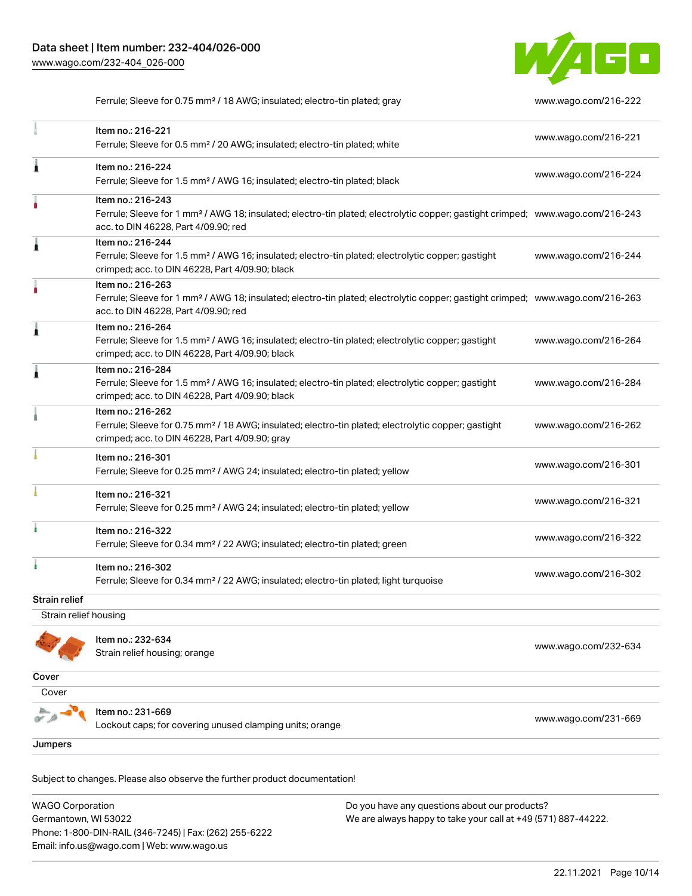| | | |
|---|---|---|
| | Ferrule; Sleeve for 0.75 mm² / 18 AWG; insulated; electro-tin plated; gray | www.wago.com/216-222 |
| | Item no.: 216-221<br>Ferrule; Sleeve for 0.5 mm² / 20 AWG; insulated; electro-tin plated; white | www.wago.com/216-221 |
| | Item no.: 216-224<br>Ferrule; Sleeve for 1.5 mm² / AWG 16; insulated; electro-tin plated; black | www.wago.com/216-224 |
| | Item no.: 216-243<br>Ferrule; Sleeve for 1 mm² / AWG 18; insulated; electro-tin plated; electrolytic copper; gastight crimped; acc. to DIN 46228, Part 4/09.90; red | www.wago.com/216-243 |
| | Item no.: 216-244<br>Ferrule; Sleeve for 1.5 mm² / AWG 16; insulated; electro-tin plated; electrolytic copper; gastight crimped; acc. to DIN 46228, Part 4/09.90; black | www.wago.com/216-244 |
| | Item no.: 216-263<br>Ferrule; Sleeve for 1 mm² / AWG 18; insulated; electro-tin plated; electrolytic copper; gastight crimped; acc. to DIN 46228, Part 4/09.90; red | www.wago.com/216-263 |
| | Item no.: 216-264<br>Ferrule; Sleeve for 1.5 mm² / AWG 16; insulated; electro-tin plated; electrolytic copper; gastight crimped; acc. to DIN 46228, Part 4/09.90; black | www.wago.com/216-264 |
| | Item no.: 216-284<br>Ferrule; Sleeve for 1.5 mm² / AWG 16; insulated; electro-tin plated; electrolytic copper; gastight crimped; acc. to DIN 46228, Part 4/09.90; black | www.wago.com/216-284 |
| | Item no.: 216-262<br>Ferrule; Sleeve for 0.75 mm² / 18 AWG; insulated; electro-tin plated; electrolytic copper; gastight crimped; acc. to DIN 46228, Part 4/09.90; gray | www.wago.com/216-262 |
| | Item no.: 216-301<br>Ferrule; Sleeve for 0.25 mm² / AWG 24; insulated; electro-tin plated; yellow | www.wago.com/216-301 |
| | Item no.: 216-321<br>Ferrule; Sleeve for 0.25 mm² / AWG 24; insulated; electro-tin plated; yellow | www.wago.com/216-321 |
| | Item no.: 216-322<br>Ferrule; Sleeve for 0.34 mm² / 22 AWG; insulated; electro-tin plated; green | www.wago.com/216-322 |
| | Item no.: 216-302<br>Ferrule; Sleeve for 0.34 mm² / 22 AWG; insulated; electro-tin plated; light turquoise | www.wago.com/216-302 |

**Strain relief**

Strain relief housing

| | | |
|---|---|---|
| | Item no.: 232-634<br>Strain relief housing; orange | www.wago.com/232-634 |

**Cover**

Cover

| | | |
|---|---|---|
| | Item no.: 231-669<br>Lockout caps; for covering unused clamping units; orange | www.wago.com/231-669 |

**Jumpers**

Subject to changes. Please also observe the further product documentation!

WAGO Corporation
Germantown, WI 53022
Phone: 1-800-DIN-RAIL (346-7245) | Fax: (262) 255-6222
Email: info.us@wago.com | Web: www.wago.us

Do you have any questions about our products?
We are always happy to take your call at +49 (571) 887-44222.

22.11.2021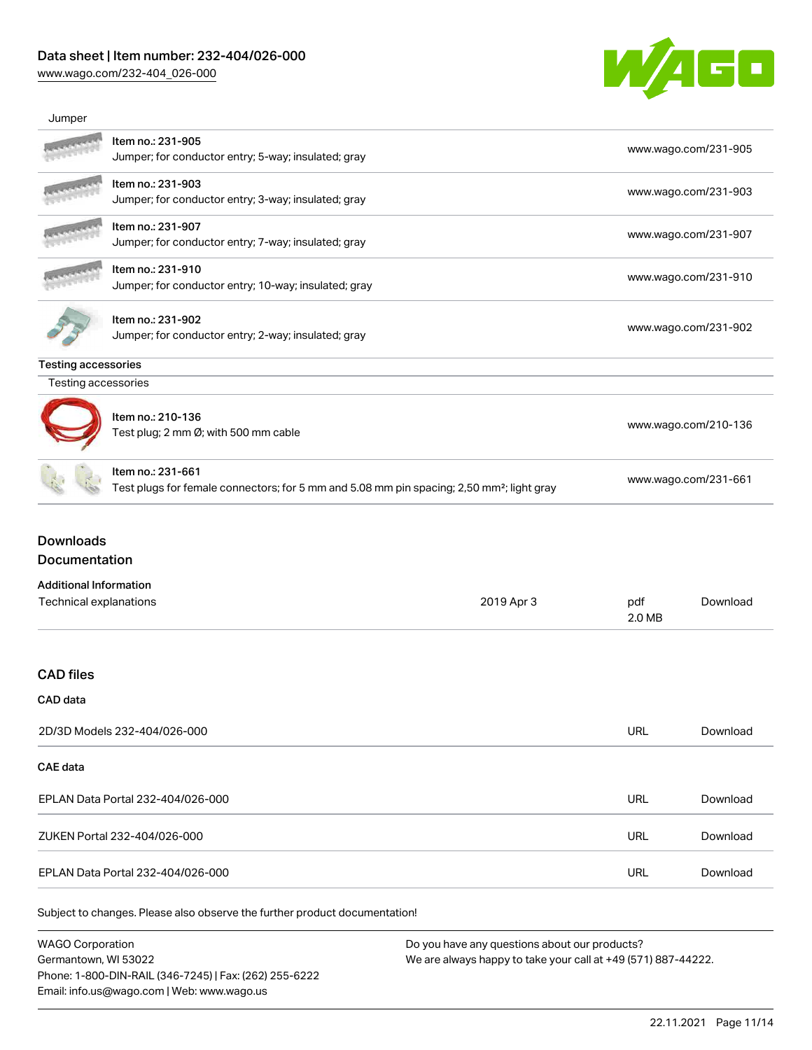Jumper

| Item | Link |
|---|---|
| Item no.: 231-905<br>Jumper; for conductor entry; 5-way; insulated; gray | www.wago.com/231-905 |
| Item no.: 231-903<br>Jumper; for conductor entry; 3-way; insulated; gray | www.wago.com/231-903 |
| Item no.: 231-907<br>Jumper; for conductor entry; 7-way; insulated; gray | www.wago.com/231-907 |
| Item no.: 231-910<br>Jumper; for conductor entry; 10-way; insulated; gray | www.wago.com/231-910 |
| Item no.: 231-902<br>Jumper; for conductor entry; 2-way; insulated; gray | www.wago.com/231-902 |

Testing accessories

Testing accessories

| Item | Link |
|---|---|
| Item no.: 210-136<br>Test plug; 2 mm Ø; with 500 mm cable | www.wago.com/210-136 |
| Item no.: 231-661<br>Test plugs for female connectors; for 5 mm and 5.08 mm pin spacing; 2,50 mm²; light gray | www.wago.com/231-661 |

## Downloads

## Documentation

**Additional Information**

| | | | |
|---|---|---|---|
| Technical explanations | 2019 Apr 3 | pdf<br>2.0 MB | Download |

## CAD files

**CAD data**

| | | |
|---|---|---|
| 2D/3D Models 232-404/026-000 | URL | Download |

**CAE data**

| | | |
|---|---|---|
| EPLAN Data Portal 232-404/026-000 | URL | Download |
| ZUKEN Portal 232-404/026-000 | URL | Download |
| EPLAN Data Portal 232-404/026-000 | URL | Download |

Subject to changes. Please also observe the further product documentation!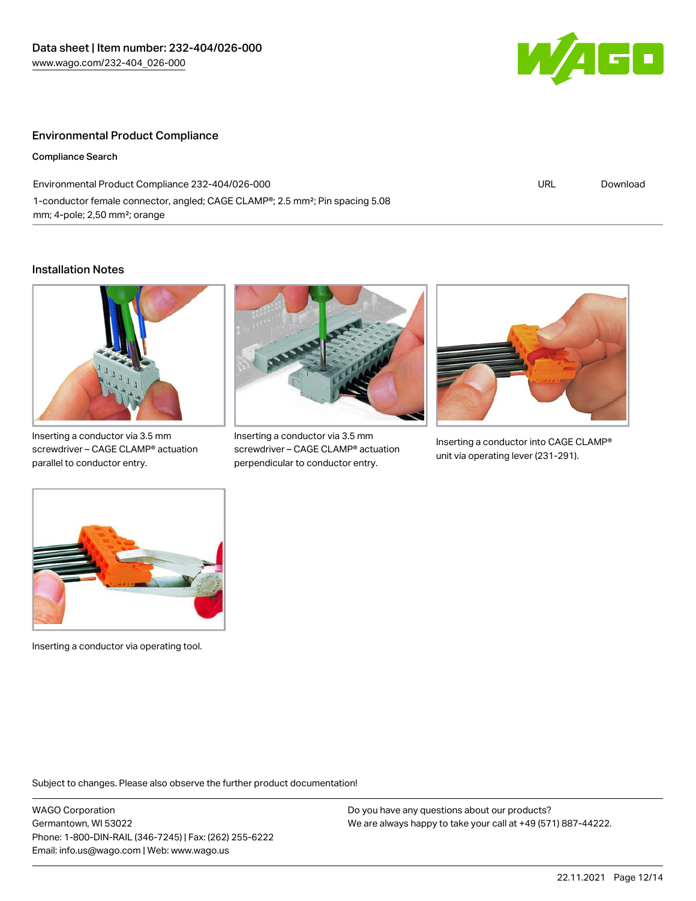## Environmental Product Compliance

**Compliance Search**

| Environmental Product Compliance 232-404/026-000 | URL | Download |
|---|---|---|
| 1-conductor female connector, angled; CAGE CLAMP®; 2.5 mm²; Pin spacing 5.08 mm; 4-pole; 2,50 mm²; orange | | |

## Installation Notes

Inserting a conductor via 3.5 mm screwdriver – CAGE CLAMP® actuation parallel to conductor entry.

Inserting a conductor via 3.5 mm screwdriver – CAGE CLAMP® actuation perpendicular to conductor entry.

Inserting a conductor into CAGE CLAMP® unit via operating lever (231-291).

Inserting a conductor via operating tool.

Subject to changes. Please also observe the further product documentation!

WAGO Corporation
Germantown, WI 53022
Phone: 1-800-DIN-RAIL (346-7245) | Fax: (262) 255-6222
Email: info.us@wago.com | Web: www.wago.us

Do you have any questions about our products?
We are always happy to take your call at +49 (571) 887-44222.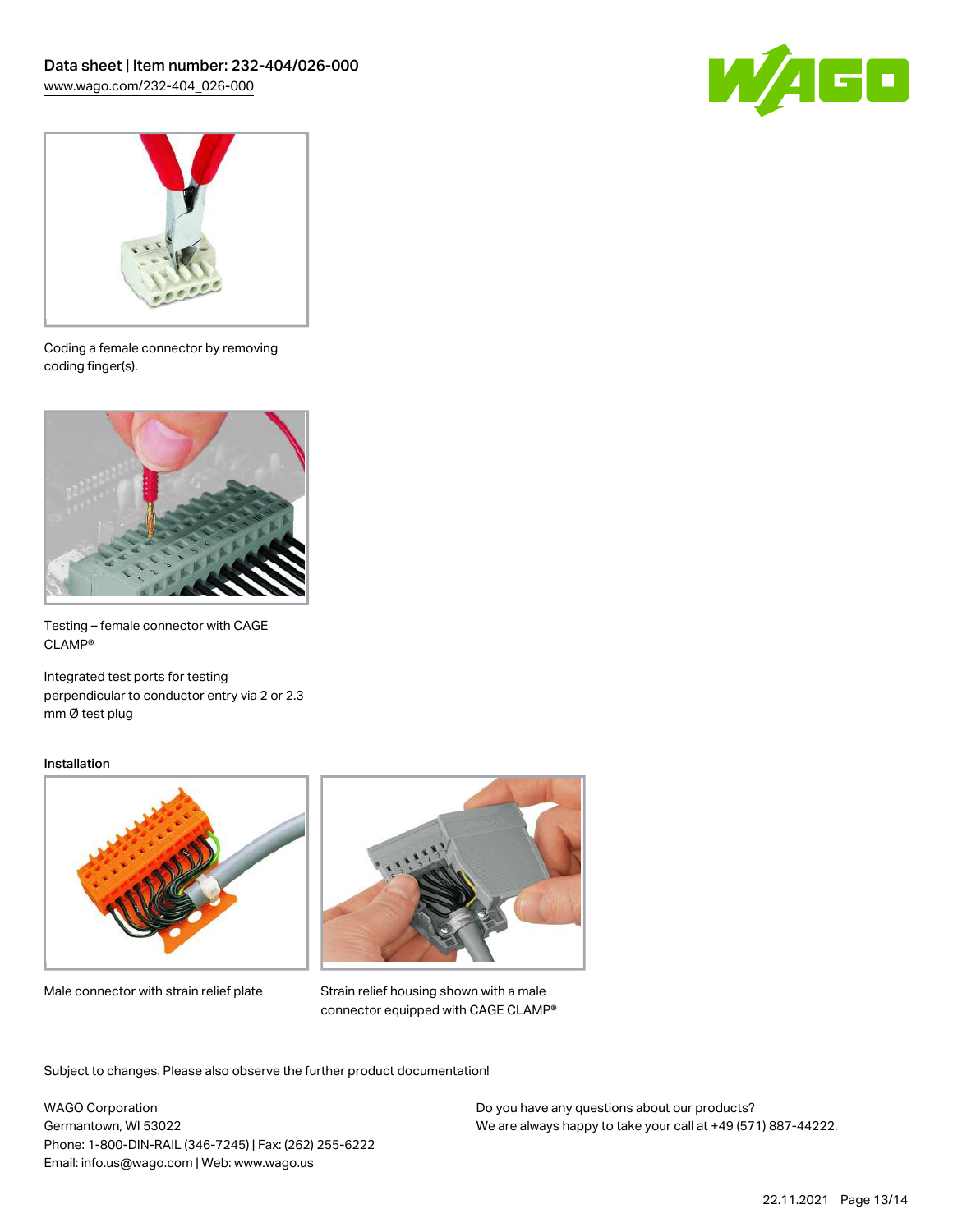Coding a female connector by removing coding finger(s).

Testing – female connector with CAGE CLAMP®

Integrated test ports for testing perpendicular to conductor entry via 2 or 2.3 mm Ø test plug

Installation

Male connector with strain relief plate

Strain relief housing shown with a male connector equipped with CAGE CLAMP®

Subject to changes. Please also observe the further product documentation!

WAGO Corporation
Germantown, WI 53022
Phone: 1-800-DIN-RAIL (346-7245) | Fax: (262) 255-6222
Email: info.us@wago.com | Web: www.wago.us

Do you have any questions about our products?
We are always happy to take your call at +49 (571) 887-44222.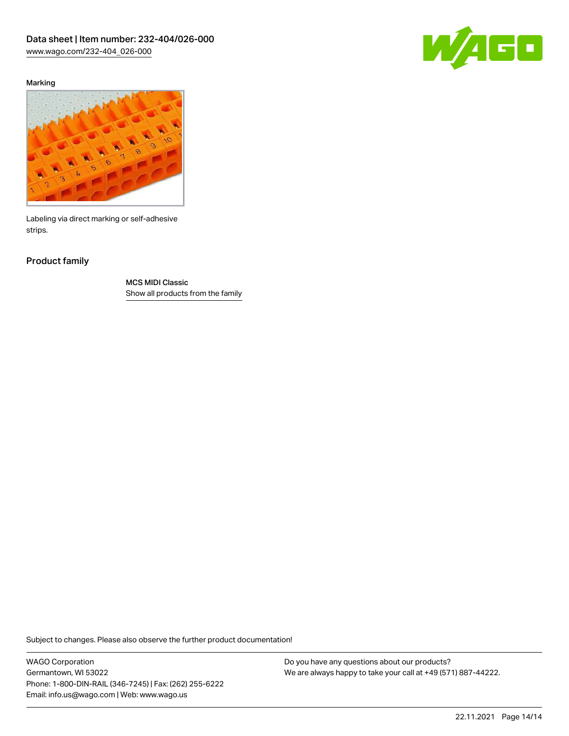Marking

Labeling via direct marking or self-adhesive strips.

## Product family

MCS MIDI Classic
Show all products from the family

Subject to changes. Please also observe the further product documentation!

WAGO Corporation
Germantown, WI 53022
Phone: 1-800-DIN-RAIL (346-7245) | Fax: (262) 255-6222
Email: info.us@wago.com | Web: www.wago.us

Do you have any questions about our products?
We are always happy to take your call at +49 (571) 887-44222.